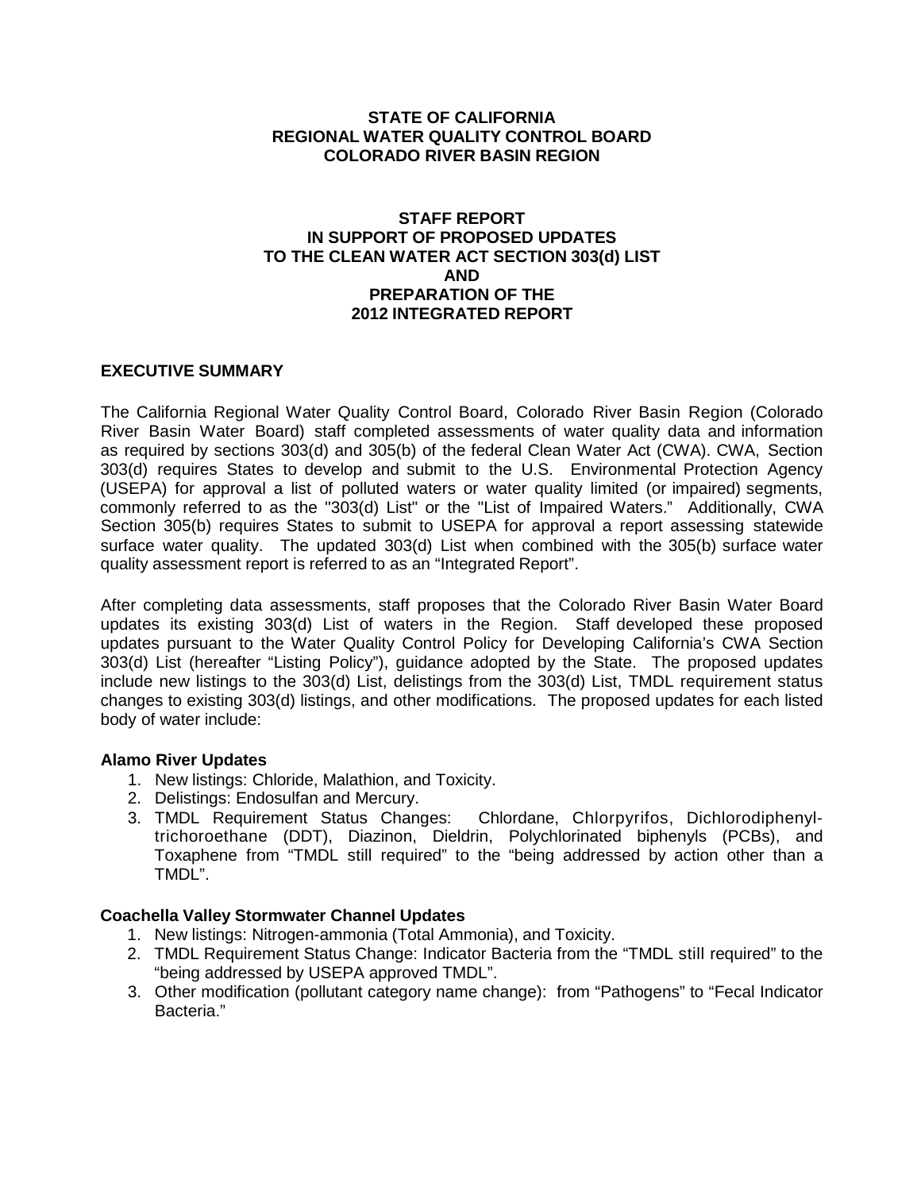**STATE OF CALIFORNIA**
**REGIONAL WATER QUALITY CONTROL BOARD**
**COLORADO RIVER BASIN REGION**

# STAFF REPORT IN SUPPORT OF PROPOSED UPDATES TO THE CLEAN WATER ACT SECTION 303(d) LIST AND PREPARATION OF THE 2012 INTEGRATED REPORT

## EXECUTIVE SUMMARY

The California Regional Water Quality Control Board, Colorado River Basin Region (Colorado River Basin Water Board) staff completed assessments of water quality data and information as required by sections 303(d) and 305(b) of the federal Clean Water Act (CWA). CWA, Section 303(d) requires States to develop and submit to the U.S. Environmental Protection Agency (USEPA) for approval a list of polluted waters or water quality limited (or impaired) segments, commonly referred to as the "303(d) List" or the "List of Impaired Waters." Additionally, CWA Section 305(b) requires States to submit to USEPA for approval a report assessing statewide surface water quality. The updated 303(d) List when combined with the 305(b) surface water quality assessment report is referred to as an "Integrated Report".

After completing data assessments, staff proposes that the Colorado River Basin Water Board updates its existing 303(d) List of waters in the Region. Staff developed these proposed updates pursuant to the Water Quality Control Policy for Developing California's CWA Section 303(d) List (hereafter "Listing Policy"), guidance adopted by the State. The proposed updates include new listings to the 303(d) List, delistings from the 303(d) List, TMDL requirement status changes to existing 303(d) listings, and other modifications. The proposed updates for each listed body of water include:

### Alamo River Updates

1. New listings: Chloride, Malathion, and Toxicity.
2. Delistings: Endosulfan and Mercury.
3. TMDL Requirement Status Changes: Chlordane, Chlorpyrifos, Dichlorodiphenyl-trichoroethane (DDT), Diazinon, Dieldrin, Polychlorinated biphenyls (PCBs), and Toxaphene from "TMDL still required" to the "being addressed by action other than a TMDL".

### Coachella Valley Stormwater Channel Updates

1. New listings: Nitrogen-ammonia (Total Ammonia), and Toxicity.
2. TMDL Requirement Status Change: Indicator Bacteria from the "TMDL still required" to the "being addressed by USEPA approved TMDL".
3. Other modification (pollutant category name change): from "Pathogens" to "Fecal Indicator Bacteria."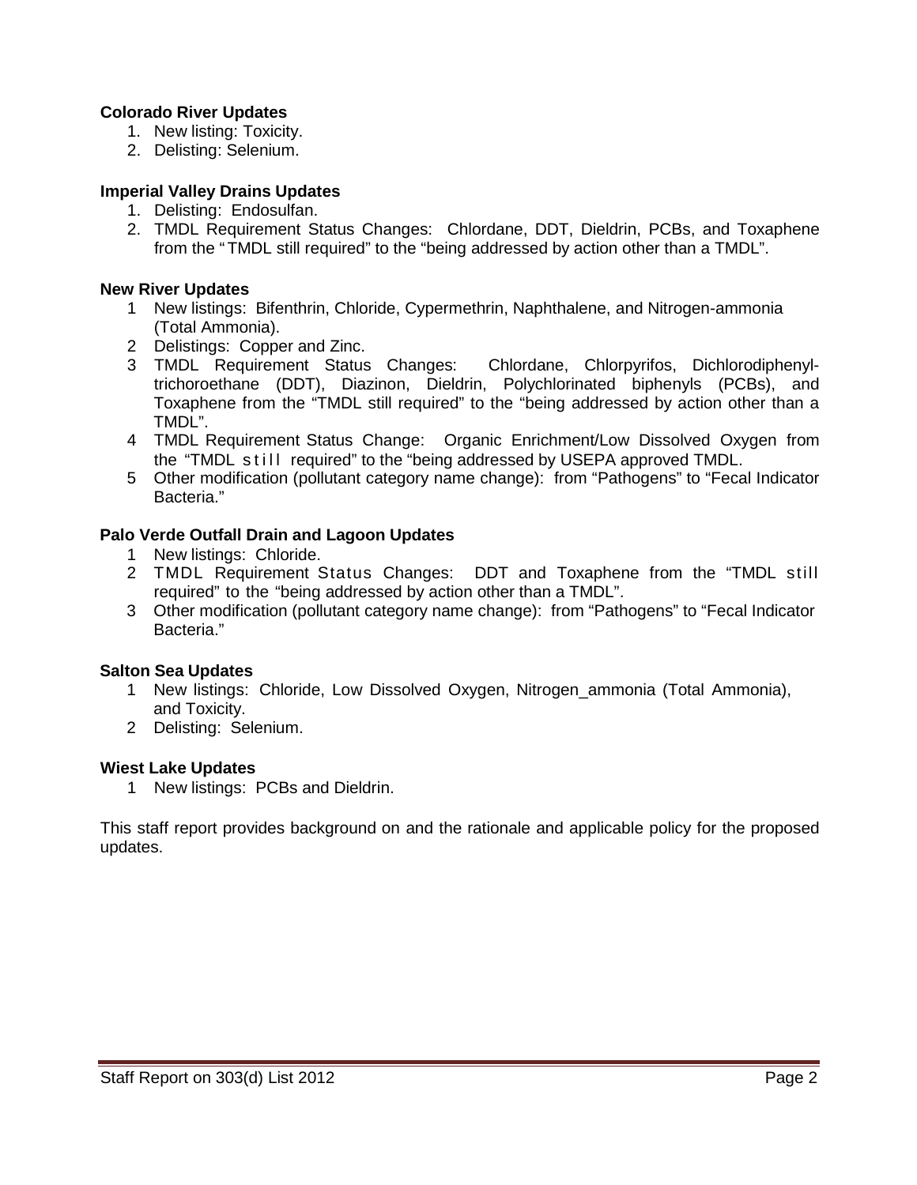**Colorado River Updates**

1. New listing: Toxicity.
2. Delisting: Selenium.

**Imperial Valley Drains Updates**

1. Delisting: Endosulfan.
2. TMDL Requirement Status Changes: Chlordane, DDT, Dieldrin, PCBs, and Toxaphene from the "TMDL still required" to the "being addressed by action other than a TMDL".

**New River Updates**

1. New listings: Bifenthrin, Chloride, Cypermethrin, Naphthalene, and Nitrogen-ammonia (Total Ammonia).
2. Delistings: Copper and Zinc.
3. TMDL Requirement Status Changes: Chlordane, Chlorpyrifos, Dichlorodiphenyl-trichoroethane (DDT), Diazinon, Dieldrin, Polychlorinated biphenyls (PCBs), and Toxaphene from the "TMDL still required" to the "being addressed by action other than a TMDL".
4. TMDL Requirement Status Change: Organic Enrichment/Low Dissolved Oxygen from the "TMDL still required" to the "being addressed by USEPA approved TMDL.
5. Other modification (pollutant category name change): from "Pathogens" to "Fecal Indicator Bacteria."

**Palo Verde Outfall Drain and Lagoon Updates**

1. New listings: Chloride.
2. TMDL Requirement Status Changes: DDT and Toxaphene from the "TMDL still required" to the "being addressed by action other than a TMDL".
3. Other modification (pollutant category name change): from "Pathogens" to "Fecal Indicator Bacteria."

**Salton Sea Updates**

1. New listings: Chloride, Low Dissolved Oxygen, Nitrogen_ammonia (Total Ammonia), and Toxicity.
2. Delisting: Selenium.

**Wiest Lake Updates**

1. New listings: PCBs and Dieldrin.

This staff report provides background on and the rationale and applicable policy for the proposed updates.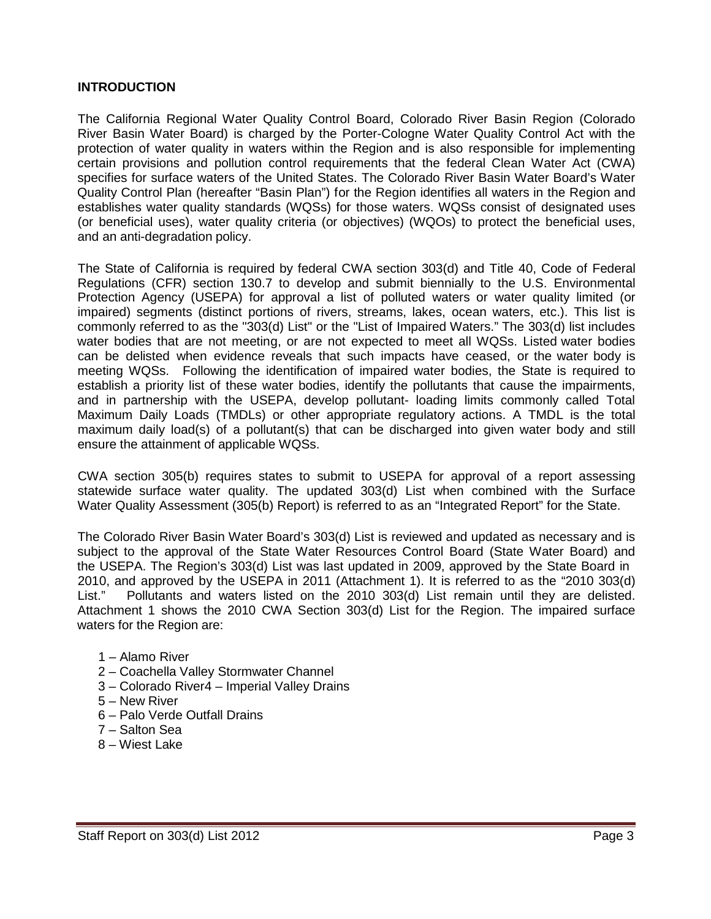## INTRODUCTION

The California Regional Water Quality Control Board, Colorado River Basin Region (Colorado River Basin Water Board) is charged by the Porter-Cologne Water Quality Control Act with the protection of water quality in waters within the Region and is also responsible for implementing certain provisions and pollution control requirements that the federal Clean Water Act (CWA) specifies for surface waters of the United States. The Colorado River Basin Water Board's Water Quality Control Plan (hereafter "Basin Plan") for the Region identifies all waters in the Region and establishes water quality standards (WQSs) for those waters. WQSs consist of designated uses (or beneficial uses), water quality criteria (or objectives) (WQOs) to protect the beneficial uses, and an anti-degradation policy.

The State of California is required by federal CWA section 303(d) and Title 40, Code of Federal Regulations (CFR) section 130.7 to develop and submit biennially to the U.S. Environmental Protection Agency (USEPA) for approval a list of polluted waters or water quality limited (or impaired) segments (distinct portions of rivers, streams, lakes, ocean waters, etc.). This list is commonly referred to as the "303(d) List" or the "List of Impaired Waters." The 303(d) list includes water bodies that are not meeting, or are not expected to meet all WQSs. Listed water bodies can be delisted when evidence reveals that such impacts have ceased, or the water body is meeting WQSs. Following the identification of impaired water bodies, the State is required to establish a priority list of these water bodies, identify the pollutants that cause the impairments, and in partnership with the USEPA, develop pollutant- loading limits commonly called Total Maximum Daily Loads (TMDLs) or other appropriate regulatory actions. A TMDL is the total maximum daily load(s) of a pollutant(s) that can be discharged into given water body and still ensure the attainment of applicable WQSs.

CWA section 305(b) requires states to submit to USEPA for approval of a report assessing statewide surface water quality. The updated 303(d) List when combined with the Surface Water Quality Assessment (305(b) Report) is referred to as an "Integrated Report" for the State.

The Colorado River Basin Water Board's 303(d) List is reviewed and updated as necessary and is subject to the approval of the State Water Resources Control Board (State Water Board) and the USEPA. The Region's 303(d) List was last updated in 2009, approved by the State Board in 2010, and approved by the USEPA in 2011 (Attachment 1). It is referred to as the "2010 303(d) List." Pollutants and waters listed on the 2010 303(d) List remain until they are delisted. Attachment 1 shows the 2010 CWA Section 303(d) List for the Region. The impaired surface waters for the Region are:

- 1 – Alamo River
- 2 – Coachella Valley Stormwater Channel
- 3 – Colorado River4 – Imperial Valley Drains
- 5 – New River
- 6 – Palo Verde Outfall Drains
- 7 – Salton Sea
- 8 – Wiest Lake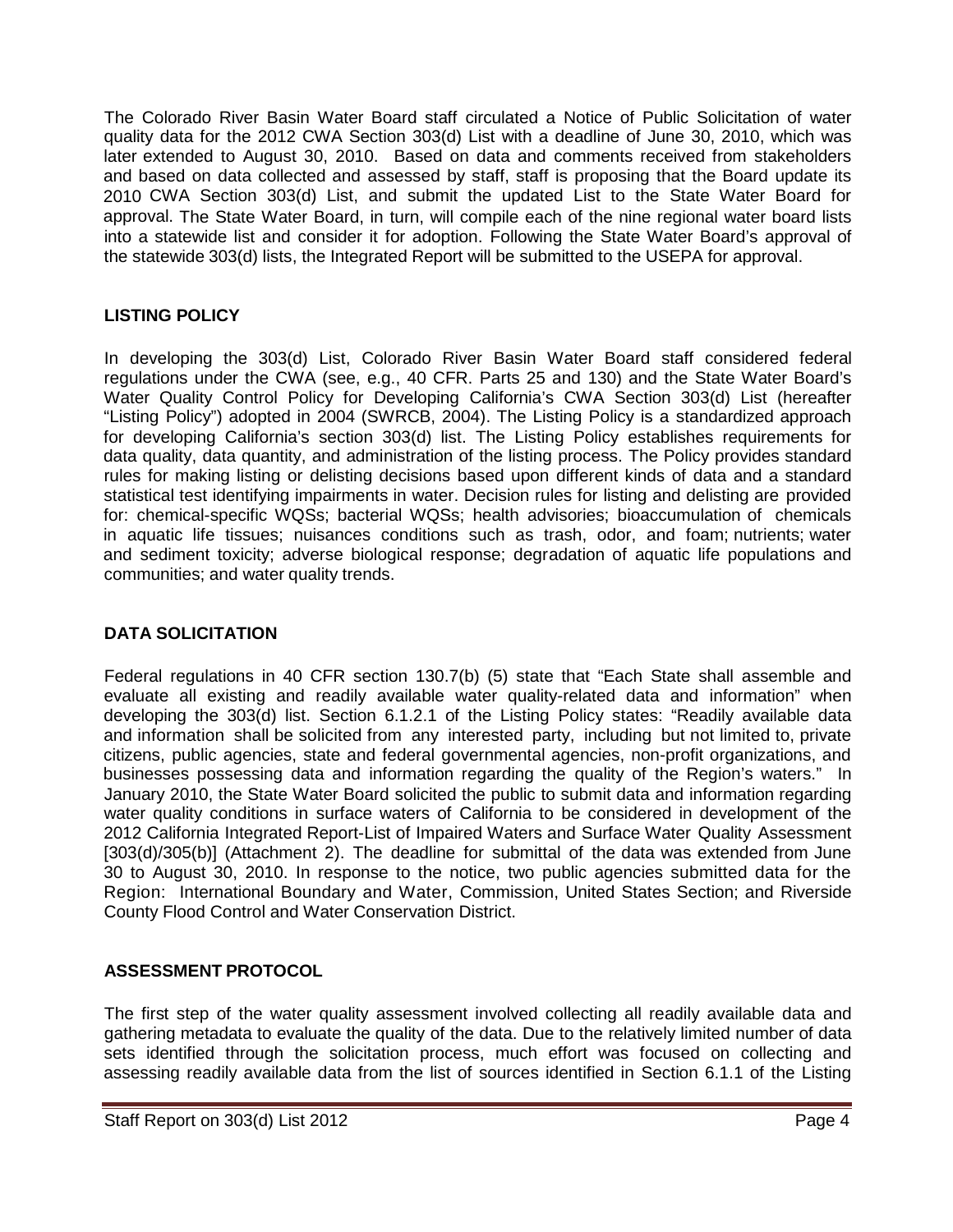The Colorado River Basin Water Board staff circulated a Notice of Public Solicitation of water quality data for the 2012 CWA Section 303(d) List with a deadline of June 30, 2010, which was later extended to August 30, 2010. Based on data and comments received from stakeholders and based on data collected and assessed by staff, staff is proposing that the Board update its 2010 CWA Section 303(d) List, and submit the updated List to the State Water Board for approval. The State Water Board, in turn, will compile each of the nine regional water board lists into a statewide list and consider it for adoption. Following the State Water Board's approval of the statewide 303(d) lists, the Integrated Report will be submitted to the USEPA for approval.

## LISTING POLICY

In developing the 303(d) List, Colorado River Basin Water Board staff considered federal regulations under the CWA (see, e.g., 40 CFR. Parts 25 and 130) and the State Water Board's Water Quality Control Policy for Developing California's CWA Section 303(d) List (hereafter "Listing Policy") adopted in 2004 (SWRCB, 2004). The Listing Policy is a standardized approach for developing California's section 303(d) list. The Listing Policy establishes requirements for data quality, data quantity, and administration of the listing process. The Policy provides standard rules for making listing or delisting decisions based upon different kinds of data and a standard statistical test identifying impairments in water. Decision rules for listing and delisting are provided for: chemical-specific WQSs; bacterial WQSs; health advisories; bioaccumulation of chemicals in aquatic life tissues; nuisances conditions such as trash, odor, and foam; nutrients; water and sediment toxicity; adverse biological response; degradation of aquatic life populations and communities; and water quality trends.

## DATA SOLICITATION

Federal regulations in 40 CFR section 130.7(b) (5) state that "Each State shall assemble and evaluate all existing and readily available water quality-related data and information" when developing the 303(d) list. Section 6.1.2.1 of the Listing Policy states: "Readily available data and information shall be solicited from any interested party, including but not limited to, private citizens, public agencies, state and federal governmental agencies, non-profit organizations, and businesses possessing data and information regarding the quality of the Region's waters." In January 2010, the State Water Board solicited the public to submit data and information regarding water quality conditions in surface waters of California to be considered in development of the 2012 California Integrated Report-List of Impaired Waters and Surface Water Quality Assessment [303(d)/305(b)] (Attachment 2). The deadline for submittal of the data was extended from June 30 to August 30, 2010. In response to the notice, two public agencies submitted data for the Region: International Boundary and Water, Commission, United States Section; and Riverside County Flood Control and Water Conservation District.

## ASSESSMENT PROTOCOL

The first step of the water quality assessment involved collecting all readily available data and gathering metadata to evaluate the quality of the data. Due to the relatively limited number of data sets identified through the solicitation process, much effort was focused on collecting and assessing readily available data from the list of sources identified in Section 6.1.1 of the Listing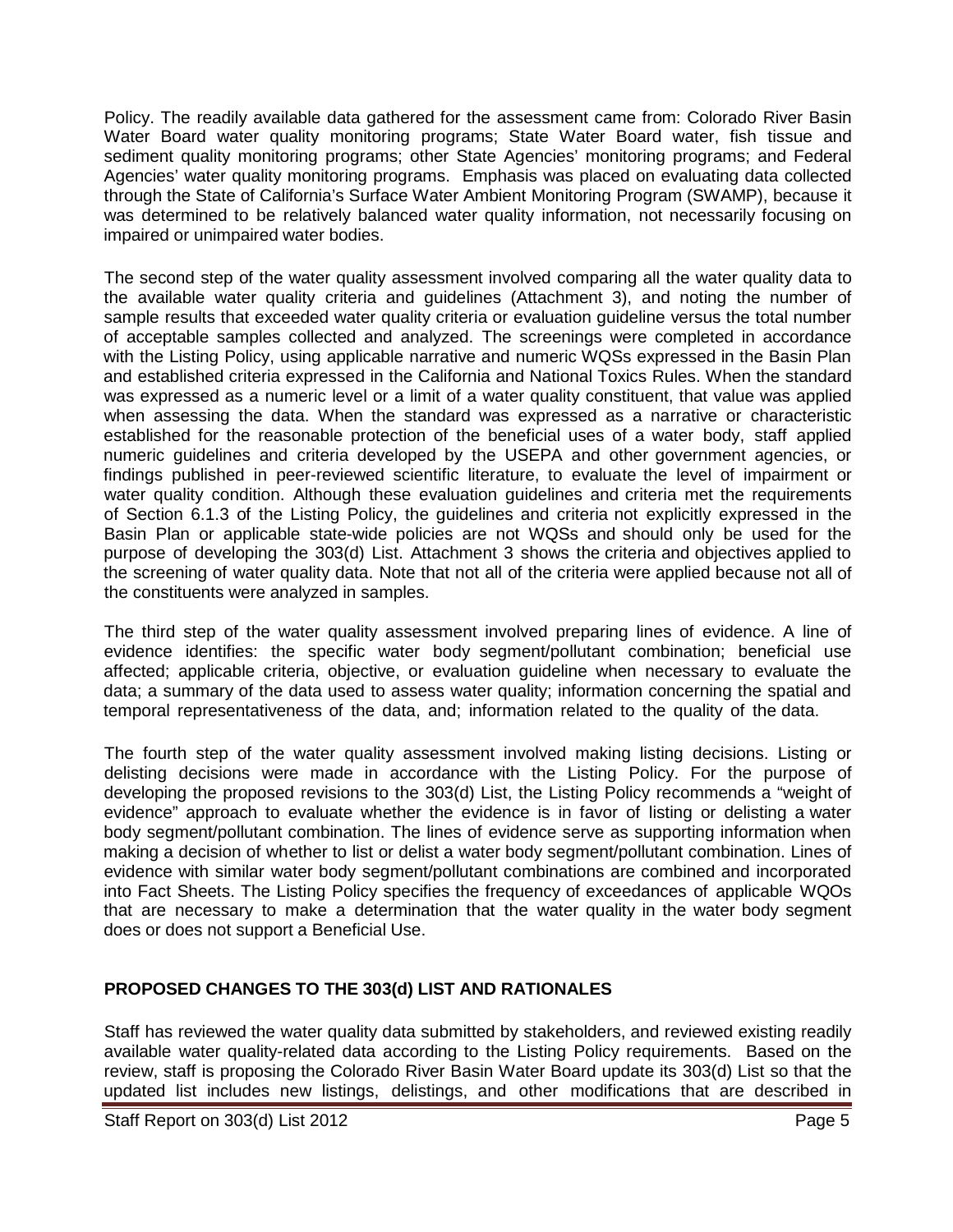Policy. The readily available data gathered for the assessment came from: Colorado River Basin Water Board water quality monitoring programs; State Water Board water, fish tissue and sediment quality monitoring programs; other State Agencies' monitoring programs; and Federal Agencies' water quality monitoring programs. Emphasis was placed on evaluating data collected through the State of California's Surface Water Ambient Monitoring Program (SWAMP), because it was determined to be relatively balanced water quality information, not necessarily focusing on impaired or unimpaired water bodies.

The second step of the water quality assessment involved comparing all the water quality data to the available water quality criteria and guidelines (Attachment 3), and noting the number of sample results that exceeded water quality criteria or evaluation guideline versus the total number of acceptable samples collected and analyzed. The screenings were completed in accordance with the Listing Policy, using applicable narrative and numeric WQSs expressed in the Basin Plan and established criteria expressed in the California and National Toxics Rules. When the standard was expressed as a numeric level or a limit of a water quality constituent, that value was applied when assessing the data. When the standard was expressed as a narrative or characteristic established for the reasonable protection of the beneficial uses of a water body, staff applied numeric guidelines and criteria developed by the USEPA and other government agencies, or findings published in peer-reviewed scientific literature, to evaluate the level of impairment or water quality condition. Although these evaluation guidelines and criteria met the requirements of Section 6.1.3 of the Listing Policy, the guidelines and criteria not explicitly expressed in the Basin Plan or applicable state-wide policies are not WQSs and should only be used for the purpose of developing the 303(d) List. Attachment 3 shows the criteria and objectives applied to the screening of water quality data. Note that not all of the criteria were applied because not all of the constituents were analyzed in samples.

The third step of the water quality assessment involved preparing lines of evidence. A line of evidence identifies: the specific water body segment/pollutant combination; beneficial use affected; applicable criteria, objective, or evaluation guideline when necessary to evaluate the data; a summary of the data used to assess water quality; information concerning the spatial and temporal representativeness of the data, and; information related to the quality of the data.

The fourth step of the water quality assessment involved making listing decisions. Listing or delisting decisions were made in accordance with the Listing Policy. For the purpose of developing the proposed revisions to the 303(d) List, the Listing Policy recommends a "weight of evidence" approach to evaluate whether the evidence is in favor of listing or delisting a water body segment/pollutant combination. The lines of evidence serve as supporting information when making a decision of whether to list or delist a water body segment/pollutant combination. Lines of evidence with similar water body segment/pollutant combinations are combined and incorporated into Fact Sheets. The Listing Policy specifies the frequency of exceedances of applicable WQOs that are necessary to make a determination that the water quality in the water body segment does or does not support a Beneficial Use.

## PROPOSED CHANGES TO THE 303(d) LIST AND RATIONALES

Staff has reviewed the water quality data submitted by stakeholders, and reviewed existing readily available water quality-related data according to the Listing Policy requirements. Based on the review, staff is proposing the Colorado River Basin Water Board update its 303(d) List so that the updated list includes new listings, delistings, and other modifications that are described in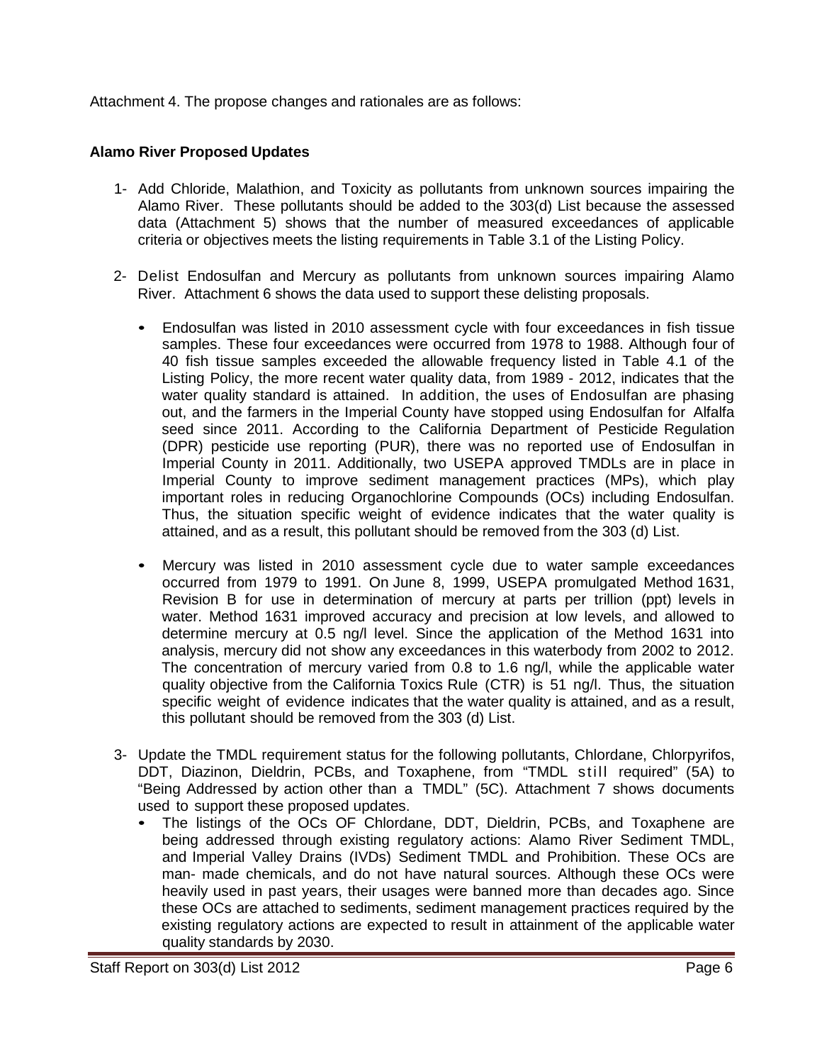Attachment 4. The propose changes and rationales are as follows:

**Alamo River Proposed Updates**

1- Add Chloride, Malathion, and Toxicity as pollutants from unknown sources impairing the Alamo River. These pollutants should be added to the 303(d) List because the assessed data (Attachment 5) shows that the number of measured exceedances of applicable criteria or objectives meets the listing requirements in Table 3.1 of the Listing Policy.

2- Delist Endosulfan and Mercury as pollutants from unknown sources impairing Alamo River. Attachment 6 shows the data used to support these delisting proposals.

- Endosulfan was listed in 2010 assessment cycle with four exceedances in fish tissue samples. These four exceedances were occurred from 1978 to 1988. Although four of 40 fish tissue samples exceeded the allowable frequency listed in Table 4.1 of the Listing Policy, the more recent water quality data, from 1989 - 2012, indicates that the water quality standard is attained. In addition, the uses of Endosulfan are phasing out, and the farmers in the Imperial County have stopped using Endosulfan for Alfalfa seed since 2011. According to the California Department of Pesticide Regulation (DPR) pesticide use reporting (PUR), there was no reported use of Endosulfan in Imperial County in 2011. Additionally, two USEPA approved TMDLs are in place in Imperial County to improve sediment management practices (MPs), which play important roles in reducing Organochlorine Compounds (OCs) including Endosulfan. Thus, the situation specific weight of evidence indicates that the water quality is attained, and as a result, this pollutant should be removed from the 303 (d) List.

- Mercury was listed in 2010 assessment cycle due to water sample exceedances occurred from 1979 to 1991. On June 8, 1999, USEPA promulgated Method 1631, Revision B for use in determination of mercury at parts per trillion (ppt) levels in water. Method 1631 improved accuracy and precision at low levels, and allowed to determine mercury at 0.5 ng/l level. Since the application of the Method 1631 into analysis, mercury did not show any exceedances in this waterbody from 2002 to 2012. The concentration of mercury varied from 0.8 to 1.6 ng/l, while the applicable water quality objective from the California Toxics Rule (CTR) is 51 ng/l. Thus, the situation specific weight of evidence indicates that the water quality is attained, and as a result, this pollutant should be removed from the 303 (d) List.

3- Update the TMDL requirement status for the following pollutants, Chlordane, Chlorpyrifos, DDT, Diazinon, Dieldrin, PCBs, and Toxaphene, from "TMDL still required" (5A) to "Being Addressed by action other than a TMDL" (5C). Attachment 7 shows documents used to support these proposed updates.

- The listings of the OCs OF Chlordane, DDT, Dieldrin, PCBs, and Toxaphene are being addressed through existing regulatory actions: Alamo River Sediment TMDL, and Imperial Valley Drains (IVDs) Sediment TMDL and Prohibition. These OCs are man- made chemicals, and do not have natural sources. Although these OCs were heavily used in past years, their usages were banned more than decades ago. Since these OCs are attached to sediments, sediment management practices required by the existing regulatory actions are expected to result in attainment of the applicable water quality standards by 2030.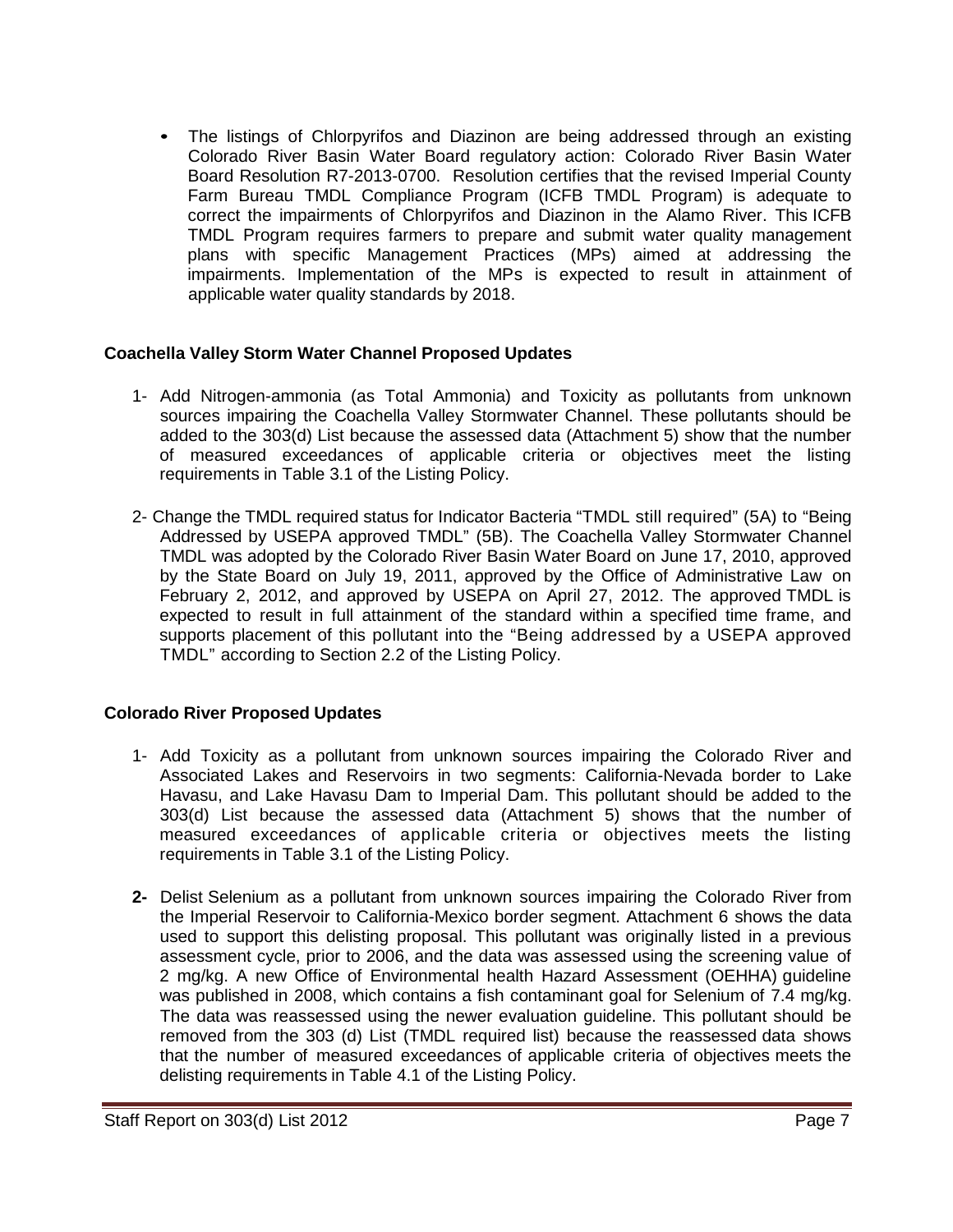- The listings of Chlorpyrifos and Diazinon are being addressed through an existing Colorado River Basin Water Board regulatory action: Colorado River Basin Water Board Resolution R7-2013-0700. Resolution certifies that the revised Imperial County Farm Bureau TMDL Compliance Program (ICFB TMDL Program) is adequate to correct the impairments of Chlorpyrifos and Diazinon in the Alamo River. This ICFB TMDL Program requires farmers to prepare and submit water quality management plans with specific Management Practices (MPs) aimed at addressing the impairments. Implementation of the MPs is expected to result in attainment of applicable water quality standards by 2018.

**Coachella Valley Storm Water Channel Proposed Updates**

1- Add Nitrogen-ammonia (as Total Ammonia) and Toxicity as pollutants from unknown sources impairing the Coachella Valley Stormwater Channel. These pollutants should be added to the 303(d) List because the assessed data (Attachment 5) show that the number of measured exceedances of applicable criteria or objectives meet the listing requirements in Table 3.1 of the Listing Policy.

2- Change the TMDL required status for Indicator Bacteria "TMDL still required" (5A) to "Being Addressed by USEPA approved TMDL" (5B). The Coachella Valley Stormwater Channel TMDL was adopted by the Colorado River Basin Water Board on June 17, 2010, approved by the State Board on July 19, 2011, approved by the Office of Administrative Law on February 2, 2012, and approved by USEPA on April 27, 2012. The approved TMDL is expected to result in full attainment of the standard within a specified time frame, and supports placement of this pollutant into the "Being addressed by a USEPA approved TMDL" according to Section 2.2 of the Listing Policy.

**Colorado River Proposed Updates**

1- Add Toxicity as a pollutant from unknown sources impairing the Colorado River and Associated Lakes and Reservoirs in two segments: California-Nevada border to Lake Havasu, and Lake Havasu Dam to Imperial Dam. This pollutant should be added to the 303(d) List because the assessed data (Attachment 5) shows that the number of measured exceedances of applicable criteria or objectives meets the listing requirements in Table 3.1 of the Listing Policy.

**2-** Delist Selenium as a pollutant from unknown sources impairing the Colorado River from the Imperial Reservoir to California-Mexico border segment. Attachment 6 shows the data used to support this delisting proposal. This pollutant was originally listed in a previous assessment cycle, prior to 2006, and the data was assessed using the screening value of 2 mg/kg. A new Office of Environmental health Hazard Assessment (OEHHA) guideline was published in 2008, which contains a fish contaminant goal for Selenium of 7.4 mg/kg. The data was reassessed using the newer evaluation guideline. This pollutant should be removed from the 303 (d) List (TMDL required list) because the reassessed data shows that the number of measured exceedances of applicable criteria of objectives meets the delisting requirements in Table 4.1 of the Listing Policy.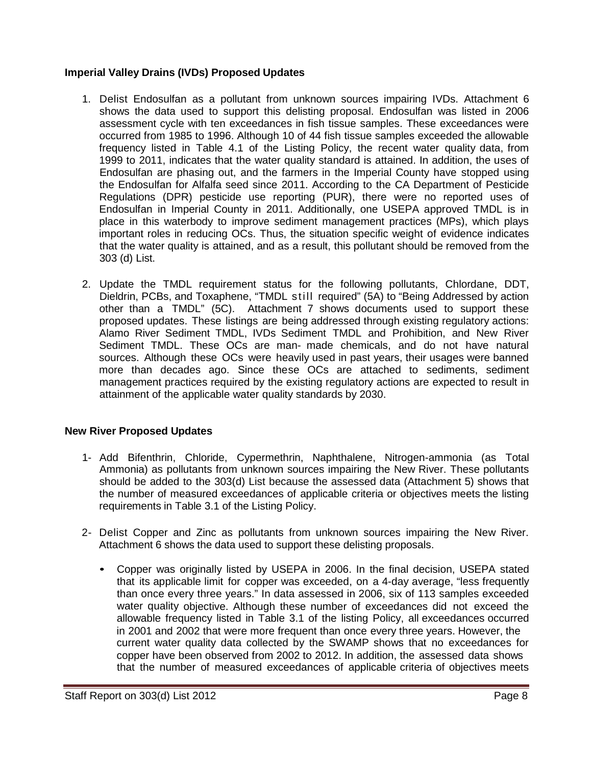**Imperial Valley Drains (IVDs) Proposed Updates**

1. Delist Endosulfan as a pollutant from unknown sources impairing IVDs. Attachment 6 shows the data used to support this delisting proposal. Endosulfan was listed in 2006 assessment cycle with ten exceedances in fish tissue samples. These exceedances were occurred from 1985 to 1996. Although 10 of 44 fish tissue samples exceeded the allowable frequency listed in Table 4.1 of the Listing Policy, the recent water quality data, from 1999 to 2011, indicates that the water quality standard is attained. In addition, the uses of Endosulfan are phasing out, and the farmers in the Imperial County have stopped using the Endosulfan for Alfalfa seed since 2011. According to the CA Department of Pesticide Regulations (DPR) pesticide use reporting (PUR), there were no reported uses of Endosulfan in Imperial County in 2011. Additionally, one USEPA approved TMDL is in place in this waterbody to improve sediment management practices (MPs), which plays important roles in reducing OCs. Thus, the situation specific weight of evidence indicates that the water quality is attained, and as a result, this pollutant should be removed from the 303 (d) List.

2. Update the TMDL requirement status for the following pollutants, Chlordane, DDT, Dieldrin, PCBs, and Toxaphene, "TMDL still required" (5A) to "Being Addressed by action other than a TMDL" (5C). Attachment 7 shows documents used to support these proposed updates. These listings are being addressed through existing regulatory actions: Alamo River Sediment TMDL, IVDs Sediment TMDL and Prohibition, and New River Sediment TMDL. These OCs are man- made chemicals, and do not have natural sources. Although these OCs were heavily used in past years, their usages were banned more than decades ago. Since these OCs are attached to sediments, sediment management practices required by the existing regulatory actions are expected to result in attainment of the applicable water quality standards by 2030.

**New River Proposed Updates**

1- Add Bifenthrin, Chloride, Cypermethrin, Naphthalene, Nitrogen-ammonia (as Total Ammonia) as pollutants from unknown sources impairing the New River. These pollutants should be added to the 303(d) List because the assessed data (Attachment 5) shows that the number of measured exceedances of applicable criteria or objectives meets the listing requirements in Table 3.1 of the Listing Policy.

2- Delist Copper and Zinc as pollutants from unknown sources impairing the New River. Attachment 6 shows the data used to support these delisting proposals.

- Copper was originally listed by USEPA in 2006. In the final decision, USEPA stated that its applicable limit for copper was exceeded, on a 4-day average, "less frequently than once every three years." In data assessed in 2006, six of 113 samples exceeded water quality objective. Although these number of exceedances did not exceed the allowable frequency listed in Table 3.1 of the listing Policy, all exceedances occurred in 2001 and 2002 that were more frequent than once every three years. However, the current water quality data collected by the SWAMP shows that no exceedances for copper have been observed from 2002 to 2012. In addition, the assessed data shows that the number of measured exceedances of applicable criteria of objectives meets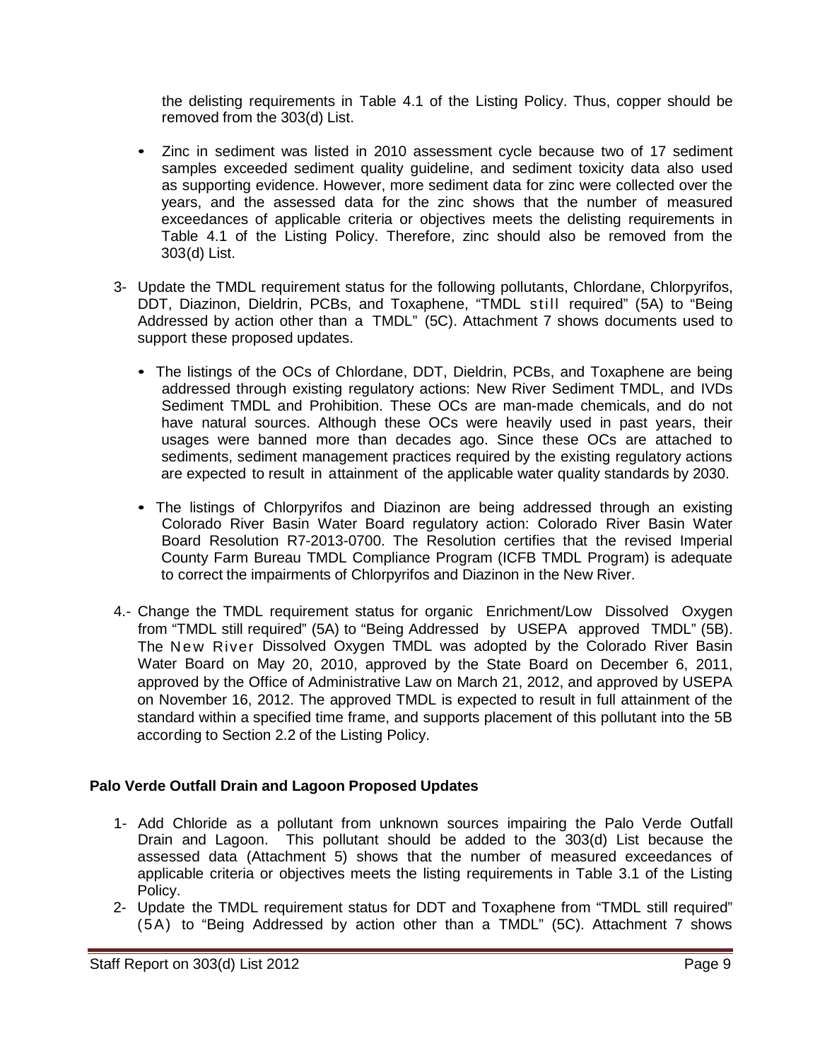the delisting requirements in Table 4.1 of the Listing Policy. Thus, copper should be removed from the 303(d) List.

- Zinc in sediment was listed in 2010 assessment cycle because two of 17 sediment samples exceeded sediment quality guideline, and sediment toxicity data also used as supporting evidence. However, more sediment data for zinc were collected over the years, and the assessed data for the zinc shows that the number of measured exceedances of applicable criteria or objectives meets the delisting requirements in Table 4.1 of the Listing Policy. Therefore, zinc should also be removed from the 303(d) List.

3- Update the TMDL requirement status for the following pollutants, Chlordane, Chlorpyrifos, DDT, Diazinon, Dieldrin, PCBs, and Toxaphene, "TMDL still required" (5A) to "Being Addressed by action other than a TMDL" (5C). Attachment 7 shows documents used to support these proposed updates.

- The listings of the OCs of Chlordane, DDT, Dieldrin, PCBs, and Toxaphene are being addressed through existing regulatory actions: New River Sediment TMDL, and IVDs Sediment TMDL and Prohibition. These OCs are man-made chemicals, and do not have natural sources. Although these OCs were heavily used in past years, their usages were banned more than decades ago. Since these OCs are attached to sediments, sediment management practices required by the existing regulatory actions are expected to result in attainment of the applicable water quality standards by 2030.

- The listings of Chlorpyrifos and Diazinon are being addressed through an existing Colorado River Basin Water Board regulatory action: Colorado River Basin Water Board Resolution R7-2013-0700. The Resolution certifies that the revised Imperial County Farm Bureau TMDL Compliance Program (ICFB TMDL Program) is adequate to correct the impairments of Chlorpyrifos and Diazinon in the New River.

4.- Change the TMDL requirement status for organic Enrichment/Low Dissolved Oxygen from "TMDL still required" (5A) to "Being Addressed by USEPA approved TMDL" (5B). The New River Dissolved Oxygen TMDL was adopted by the Colorado River Basin Water Board on May 20, 2010, approved by the State Board on December 6, 2011, approved by the Office of Administrative Law on March 21, 2012, and approved by USEPA on November 16, 2012. The approved TMDL is expected to result in full attainment of the standard within a specified time frame, and supports placement of this pollutant into the 5B according to Section 2.2 of the Listing Policy.

**Palo Verde Outfall Drain and Lagoon Proposed Updates**

1- Add Chloride as a pollutant from unknown sources impairing the Palo Verde Outfall Drain and Lagoon. This pollutant should be added to the 303(d) List because the assessed data (Attachment 5) shows that the number of measured exceedances of applicable criteria or objectives meets the listing requirements in Table 3.1 of the Listing Policy.

2- Update the TMDL requirement status for DDT and Toxaphene from "TMDL still required" (5A) to "Being Addressed by action other than a TMDL" (5C). Attachment 7 shows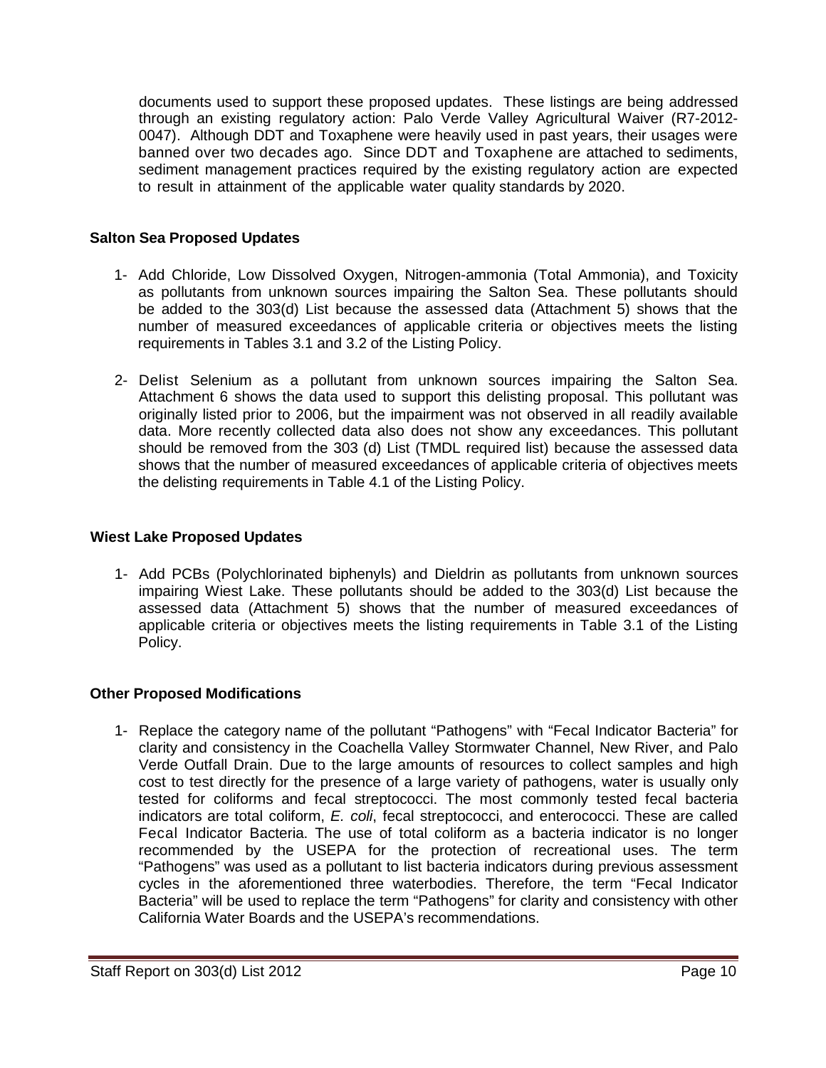documents used to support these proposed updates. These listings are being addressed through an existing regulatory action: Palo Verde Valley Agricultural Waiver (R7-2012-0047). Although DDT and Toxaphene were heavily used in past years, their usages were banned over two decades ago. Since DDT and Toxaphene are attached to sediments, sediment management practices required by the existing regulatory action are expected to result in attainment of the applicable water quality standards by 2020.

**Salton Sea Proposed Updates**

1- Add Chloride, Low Dissolved Oxygen, Nitrogen-ammonia (Total Ammonia), and Toxicity as pollutants from unknown sources impairing the Salton Sea. These pollutants should be added to the 303(d) List because the assessed data (Attachment 5) shows that the number of measured exceedances of applicable criteria or objectives meets the listing requirements in Tables 3.1 and 3.2 of the Listing Policy.

2- Delist Selenium as a pollutant from unknown sources impairing the Salton Sea. Attachment 6 shows the data used to support this delisting proposal. This pollutant was originally listed prior to 2006, but the impairment was not observed in all readily available data. More recently collected data also does not show any exceedances. This pollutant should be removed from the 303 (d) List (TMDL required list) because the assessed data shows that the number of measured exceedances of applicable criteria of objectives meets the delisting requirements in Table 4.1 of the Listing Policy.

**Wiest Lake Proposed Updates**

1- Add PCBs (Polychlorinated biphenyls) and Dieldrin as pollutants from unknown sources impairing Wiest Lake. These pollutants should be added to the 303(d) List because the assessed data (Attachment 5) shows that the number of measured exceedances of applicable criteria or objectives meets the listing requirements in Table 3.1 of the Listing Policy.

**Other Proposed Modifications**

1- Replace the category name of the pollutant "Pathogens" with "Fecal Indicator Bacteria" for clarity and consistency in the Coachella Valley Stormwater Channel, New River, and Palo Verde Outfall Drain. Due to the large amounts of resources to collect samples and high cost to test directly for the presence of a large variety of pathogens, water is usually only tested for coliforms and fecal streptococci. The most commonly tested fecal bacteria indicators are total coliform, *E. coli*, fecal streptococci, and enterococci. These are called Fecal Indicator Bacteria. The use of total coliform as a bacteria indicator is no longer recommended by the USEPA for the protection of recreational uses. The term "Pathogens" was used as a pollutant to list bacteria indicators during previous assessment cycles in the aforementioned three waterbodies. Therefore, the term "Fecal Indicator Bacteria" will be used to replace the term "Pathogens" for clarity and consistency with other California Water Boards and the USEPA's recommendations.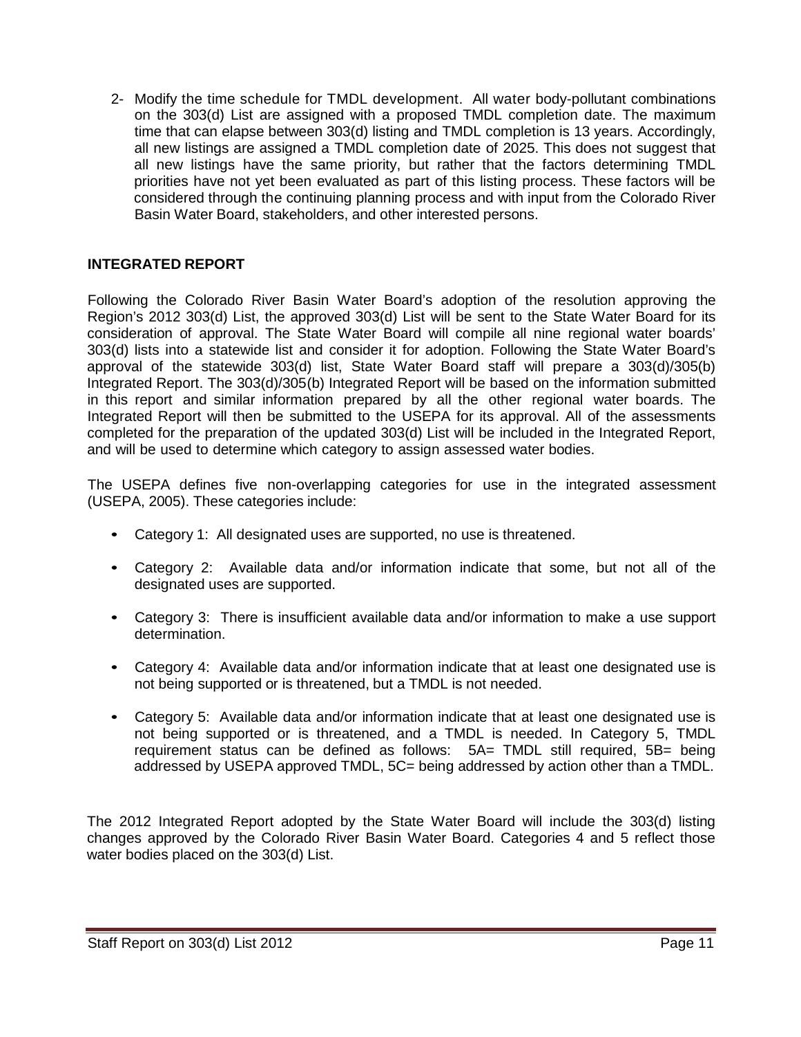2- Modify the time schedule for TMDL development. All water body-pollutant combinations on the 303(d) List are assigned with a proposed TMDL completion date. The maximum time that can elapse between 303(d) listing and TMDL completion is 13 years. Accordingly, all new listings are assigned a TMDL completion date of 2025. This does not suggest that all new listings have the same priority, but rather that the factors determining TMDL priorities have not yet been evaluated as part of this listing process. These factors will be considered through the continuing planning process and with input from the Colorado River Basin Water Board, stakeholders, and other interested persons.

## INTEGRATED REPORT

Following the Colorado River Basin Water Board's adoption of the resolution approving the Region's 2012 303(d) List, the approved 303(d) List will be sent to the State Water Board for its consideration of approval. The State Water Board will compile all nine regional water boards' 303(d) lists into a statewide list and consider it for adoption. Following the State Water Board's approval of the statewide 303(d) list, State Water Board staff will prepare a 303(d)/305(b) Integrated Report. The 303(d)/305(b) Integrated Report will be based on the information submitted in this report and similar information prepared by all the other regional water boards. The Integrated Report will then be submitted to the USEPA for its approval. All of the assessments completed for the preparation of the updated 303(d) List will be included in the Integrated Report, and will be used to determine which category to assign assessed water bodies.

The USEPA defines five non-overlapping categories for use in the integrated assessment (USEPA, 2005). These categories include:

- Category 1: All designated uses are supported, no use is threatened.
- Category 2: Available data and/or information indicate that some, but not all of the designated uses are supported.
- Category 3: There is insufficient available data and/or information to make a use support determination.
- Category 4: Available data and/or information indicate that at least one designated use is not being supported or is threatened, but a TMDL is not needed.
- Category 5: Available data and/or information indicate that at least one designated use is not being supported or is threatened, and a TMDL is needed. In Category 5, TMDL requirement status can be defined as follows: 5A= TMDL still required, 5B= being addressed by USEPA approved TMDL, 5C= being addressed by action other than a TMDL.

The 2012 Integrated Report adopted by the State Water Board will include the 303(d) listing changes approved by the Colorado River Basin Water Board. Categories 4 and 5 reflect those water bodies placed on the 303(d) List.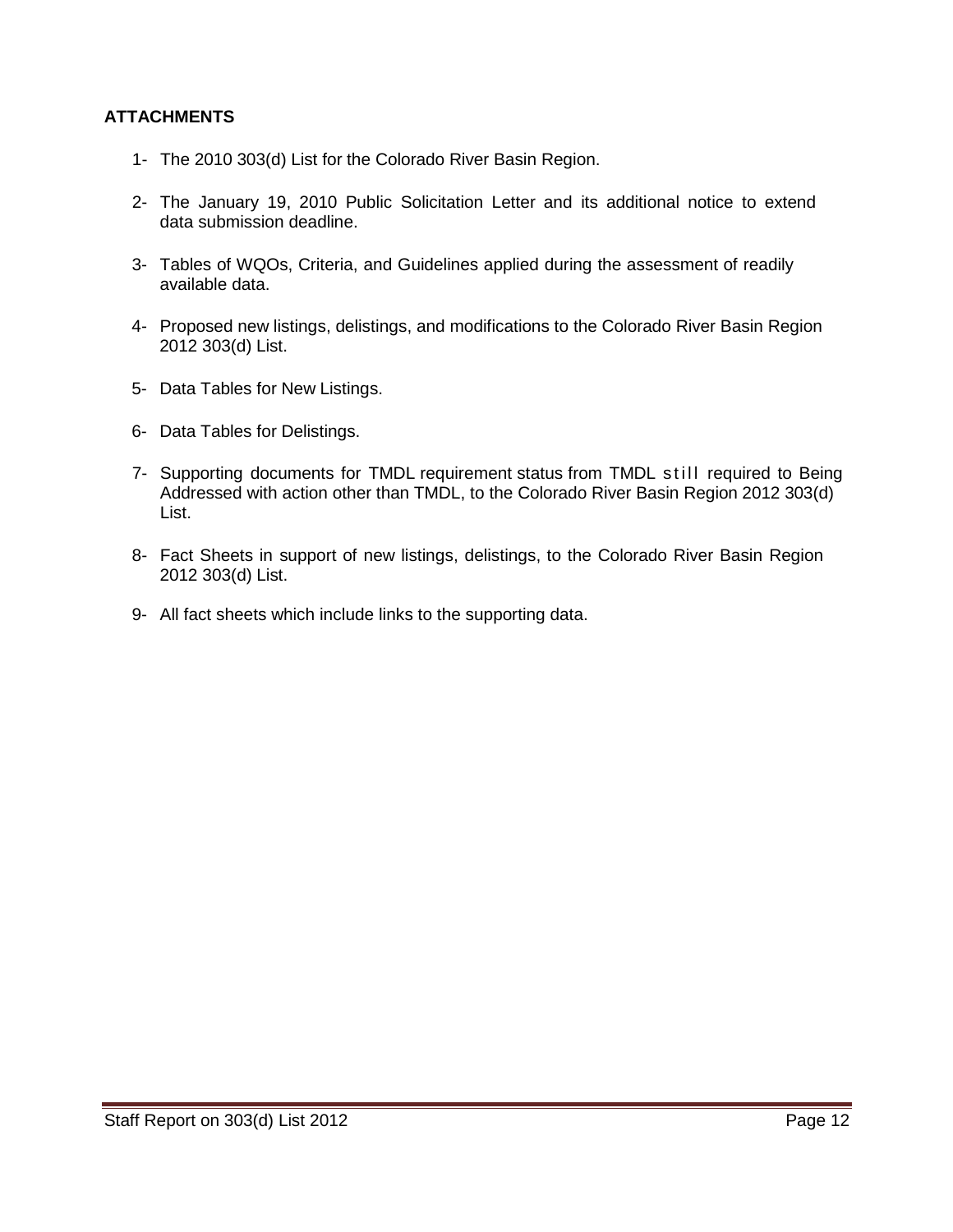**ATTACHMENTS**

1- The 2010 303(d) List for the Colorado River Basin Region.

2- The January 19, 2010 Public Solicitation Letter and its additional notice to extend data submission deadline.

3- Tables of WQOs, Criteria, and Guidelines applied during the assessment of readily available data.

4- Proposed new listings, delistings, and modifications to the Colorado River Basin Region 2012 303(d) List.

5- Data Tables for New Listings.

6- Data Tables for Delistings.

7- Supporting documents for TMDL requirement status from TMDL still required to Being Addressed with action other than TMDL, to the Colorado River Basin Region 2012 303(d) List.

8- Fact Sheets in support of new listings, delistings, to the Colorado River Basin Region 2012 303(d) List.

9- All fact sheets which include links to the supporting data.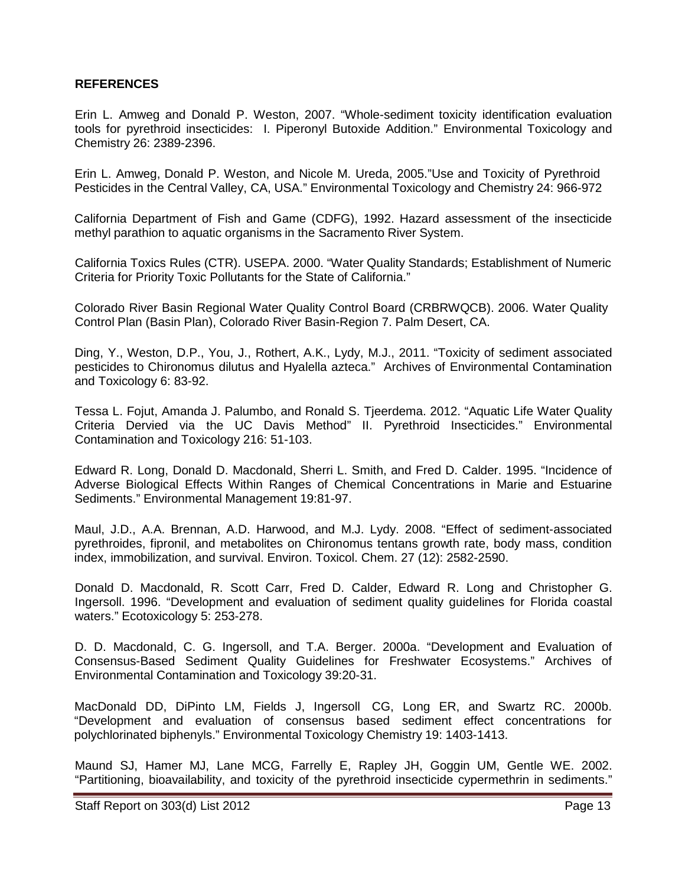**REFERENCES**

Erin L. Amweg and Donald P. Weston, 2007. "Whole-sediment toxicity identification evaluation tools for pyrethroid insecticides: I. Piperonyl Butoxide Addition." Environmental Toxicology and Chemistry 26: 2389-2396.

Erin L. Amweg, Donald P. Weston, and Nicole M. Ureda, 2005."Use and Toxicity of Pyrethroid Pesticides in the Central Valley, CA, USA." Environmental Toxicology and Chemistry 24: 966-972

California Department of Fish and Game (CDFG), 1992. Hazard assessment of the insecticide methyl parathion to aquatic organisms in the Sacramento River System.

California Toxics Rules (CTR). USEPA. 2000. "Water Quality Standards; Establishment of Numeric Criteria for Priority Toxic Pollutants for the State of California."

Colorado River Basin Regional Water Quality Control Board (CRBRWQCB). 2006. Water Quality Control Plan (Basin Plan), Colorado River Basin-Region 7. Palm Desert, CA.

Ding, Y., Weston, D.P., You, J., Rothert, A.K., Lydy, M.J., 2011. "Toxicity of sediment associated pesticides to Chironomus dilutus and Hyalella azteca." Archives of Environmental Contamination and Toxicology 6: 83-92.

Tessa L. Fojut, Amanda J. Palumbo, and Ronald S. Tjeerdema. 2012. "Aquatic Life Water Quality Criteria Dervied via the UC Davis Method" II. Pyrethroid Insecticides." Environmental Contamination and Toxicology 216: 51-103.

Edward R. Long, Donald D. Macdonald, Sherri L. Smith, and Fred D. Calder. 1995. "Incidence of Adverse Biological Effects Within Ranges of Chemical Concentrations in Marie and Estuarine Sediments." Environmental Management 19:81-97.

Maul, J.D., A.A. Brennan, A.D. Harwood, and M.J. Lydy. 2008. "Effect of sediment-associated pyrethroides, fipronil, and metabolites on Chironomus tentans growth rate, body mass, condition index, immobilization, and survival. Environ. Toxicol. Chem. 27 (12): 2582-2590.

Donald D. Macdonald, R. Scott Carr, Fred D. Calder, Edward R. Long and Christopher G. Ingersoll. 1996. "Development and evaluation of sediment quality guidelines for Florida coastal waters." Ecotoxicology 5: 253-278.

D. D. Macdonald, C. G. Ingersoll, and T.A. Berger. 2000a. "Development and Evaluation of Consensus-Based Sediment Quality Guidelines for Freshwater Ecosystems." Archives of Environmental Contamination and Toxicology 39:20-31.

MacDonald DD, DiPinto LM, Fields J, Ingersoll CG, Long ER, and Swartz RC. 2000b. "Development and evaluation of consensus based sediment effect concentrations for polychlorinated biphenyls." Environmental Toxicology Chemistry 19: 1403-1413.

Maund SJ, Hamer MJ, Lane MCG, Farrelly E, Rapley JH, Goggin UM, Gentle WE. 2002. "Partitioning, bioavailability, and toxicity of the pyrethroid insecticide cypermethrin in sediments."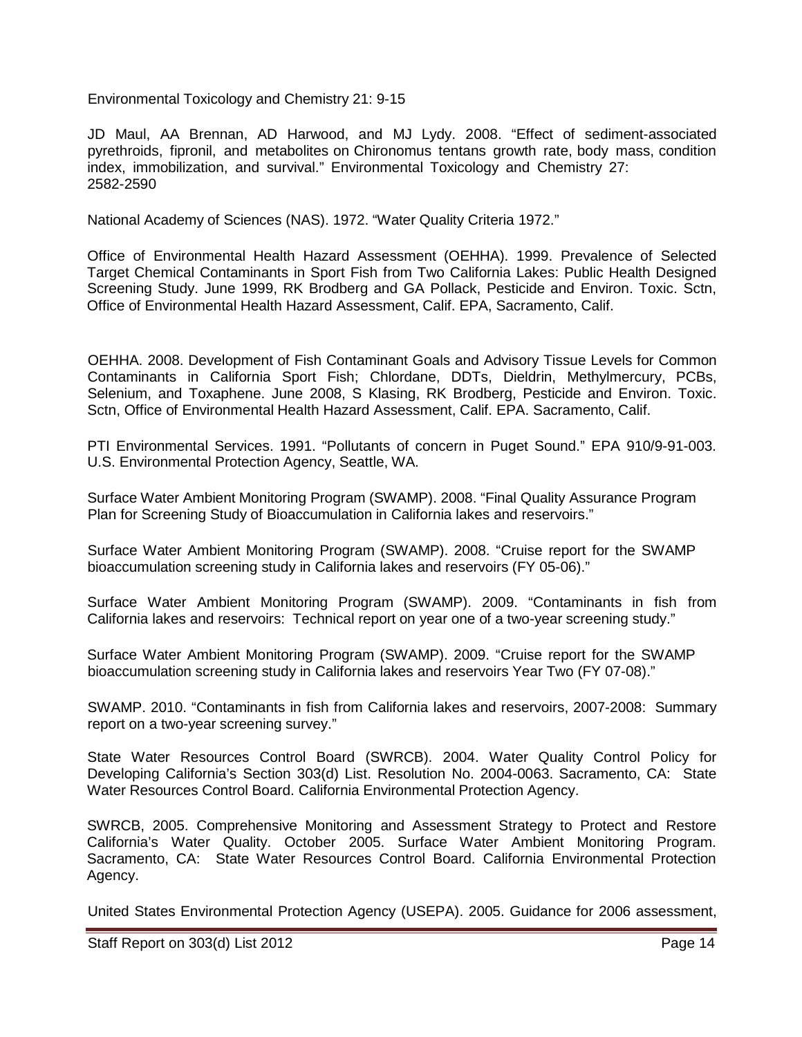Environmental Toxicology and Chemistry 21: 9-15

JD Maul, AA Brennan, AD Harwood, and MJ Lydy. 2008. "Effect of sediment-associated pyrethroids, fipronil, and metabolites on Chironomus tentans growth rate, body mass, condition index, immobilization, and survival." Environmental Toxicology and Chemistry 27: 2582-2590

National Academy of Sciences (NAS). 1972. "Water Quality Criteria 1972."

Office of Environmental Health Hazard Assessment (OEHHA). 1999. Prevalence of Selected Target Chemical Contaminants in Sport Fish from Two California Lakes: Public Health Designed Screening Study. June 1999, RK Brodberg and GA Pollack, Pesticide and Environ. Toxic. Sctn, Office of Environmental Health Hazard Assessment, Calif. EPA, Sacramento, Calif.

OEHHA. 2008. Development of Fish Contaminant Goals and Advisory Tissue Levels for Common Contaminants in California Sport Fish; Chlordane, DDTs, Dieldrin, Methylmercury, PCBs, Selenium, and Toxaphene. June 2008, S Klasing, RK Brodberg, Pesticide and Environ. Toxic. Sctn, Office of Environmental Health Hazard Assessment, Calif. EPA. Sacramento, Calif.

PTI Environmental Services. 1991. "Pollutants of concern in Puget Sound." EPA 910/9-91-003. U.S. Environmental Protection Agency, Seattle, WA.

Surface Water Ambient Monitoring Program (SWAMP). 2008. "Final Quality Assurance Program Plan for Screening Study of Bioaccumulation in California lakes and reservoirs."

Surface Water Ambient Monitoring Program (SWAMP). 2008. "Cruise report for the SWAMP bioaccumulation screening study in California lakes and reservoirs (FY 05-06)."

Surface Water Ambient Monitoring Program (SWAMP). 2009. "Contaminants in fish from California lakes and reservoirs: Technical report on year one of a two-year screening study."

Surface Water Ambient Monitoring Program (SWAMP). 2009. "Cruise report for the SWAMP bioaccumulation screening study in California lakes and reservoirs Year Two (FY 07-08)."

SWAMP. 2010. "Contaminants in fish from California lakes and reservoirs, 2007-2008: Summary report on a two-year screening survey."

State Water Resources Control Board (SWRCB). 2004. Water Quality Control Policy for Developing California's Section 303(d) List. Resolution No. 2004-0063. Sacramento, CA: State Water Resources Control Board. California Environmental Protection Agency.

SWRCB, 2005. Comprehensive Monitoring and Assessment Strategy to Protect and Restore California's Water Quality. October 2005. Surface Water Ambient Monitoring Program. Sacramento, CA: State Water Resources Control Board. California Environmental Protection Agency.

United States Environmental Protection Agency (USEPA). 2005. Guidance for 2006 assessment,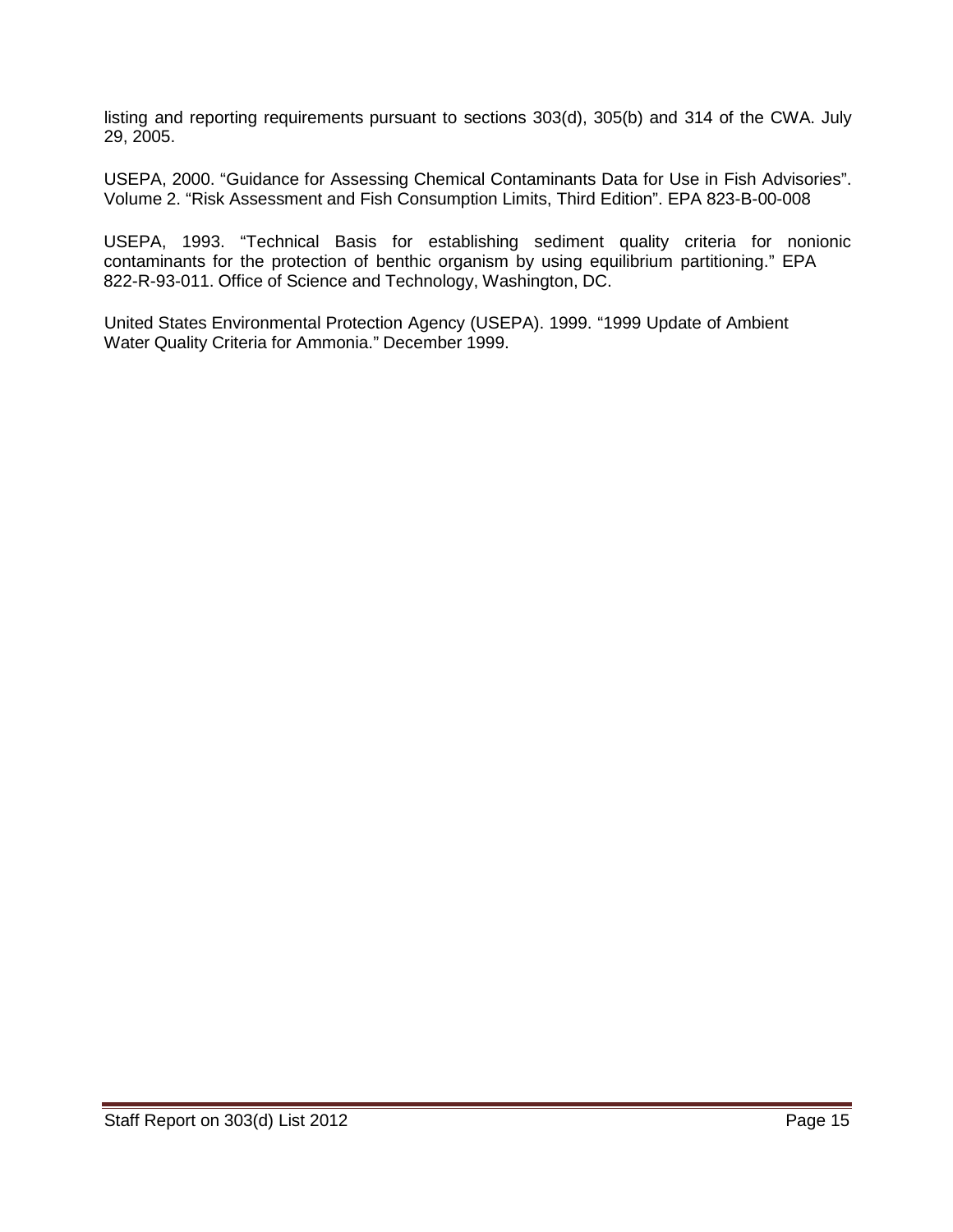listing and reporting requirements pursuant to sections 303(d), 305(b) and 314 of the CWA. July 29, 2005.

USEPA, 2000. "Guidance for Assessing Chemical Contaminants Data for Use in Fish Advisories". Volume 2. "Risk Assessment and Fish Consumption Limits, Third Edition". EPA 823-B-00-008

USEPA, 1993. "Technical Basis for establishing sediment quality criteria for nonionic contaminants for the protection of benthic organism by using equilibrium partitioning." EPA 822-R-93-011. Office of Science and Technology, Washington, DC.

United States Environmental Protection Agency (USEPA). 1999. "1999 Update of Ambient Water Quality Criteria for Ammonia." December 1999.